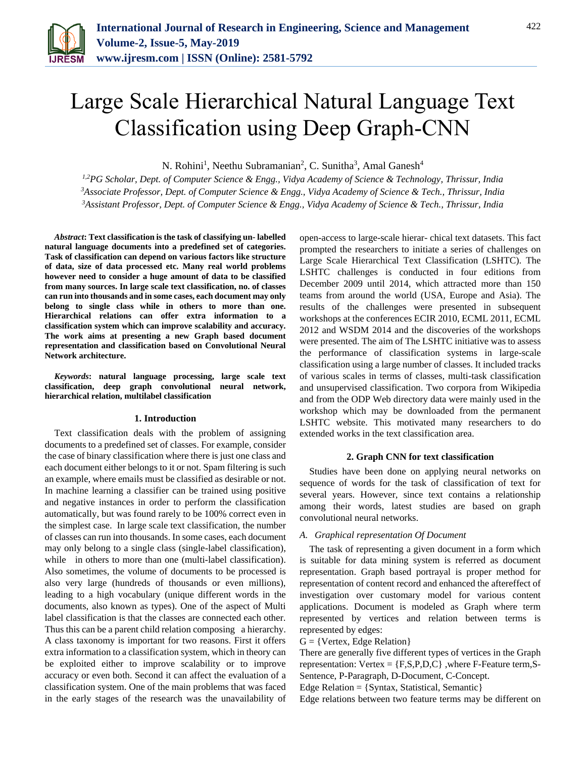// Large Scale Hierarchical Natural Language Text Classification using Deep Graph-CNN

N. Rohini[1], Neethu Subramanian[2], C. Sunitha[3], Amal Ganesh[4]

*[1,2]PG Scholar, Dept. of Computer Science & Engg., Vidya Academy of Science & Technology, Thrissur, India*
*[3]Associate Professor, Dept. of Computer Science & Engg., Vidya Academy of Science & Tech., Thrissur, India*
*[3]Assistant Professor, Dept. of Computer Science & Engg., Vidya Academy of Science & Tech., Thrissur, India*

***Abstract*: Text classification is the task of classifying un- labelled natural language documents into a predefined set of categories. Task of classification can depend on various factors like structure of data, size of data processed etc. Many real world problems however need to consider a huge amount of data to be classified from many sources. In large scale text classification, no. of classes can run into thousands and in some cases, each document may only belong to single class while in others to more than one. Hierarchical relations can offer extra information to a classification system which can improve scalability and accuracy. The work aims at presenting a new Graph based document representation and classification based on Convolutional Neural Network architecture.**

***Keywords*: natural language processing, large scale text classification, deep graph convolutional neural network, hierarchical relation, multilabel classification**

## 1. Introduction

Text classification deals with the problem of assigning documents to a predefined set of classes. For example, consider the case of binary classification where there is just one class and each document either belongs to it or not. Spam filtering is such an example, where emails must be classified as desirable or not. In machine learning a classifier can be trained using positive and negative instances in order to perform the classification automatically, but was found rarely to be 100% correct even in the simplest case. In large scale text classification, the number of classes can run into thousands. In some cases, each document may only belong to a single class (single-label classification), while in others to more than one (multi-label classification). Also sometimes, the volume of documents to be processed is also very large (hundreds of thousands or even millions), leading to a high vocabulary (unique different words in the documents, also known as types). One of the aspect of Multi label classification is that the classes are connected each other. Thus this can be a parent child relation composing a hierarchy. A class taxonomy is important for two reasons. First it offers extra information to a classification system, which in theory can be exploited either to improve scalability or to improve accuracy or even both. Second it can affect the evaluation of a classification system. One of the main problems that was faced in the early stages of the research was the unavailability of open-access to large-scale hierar- chical text datasets. This fact prompted the researchers to initiate a series of challenges on Large Scale Hierarchical Text Classification (LSHTC). The LSHTC challenges is conducted in four editions from December 2009 until 2014, which attracted more than 150 teams from around the world (USA, Europe and Asia). The results of the challenges were presented in subsequent workshops at the conferences ECIR 2010, ECML 2011, ECML 2012 and WSDM 2014 and the discoveries of the workshops were presented. The aim of The LSHTC initiative was to assess the performance of classification systems in large-scale classification using a large number of classes. It included tracks of various scales in terms of classes, multi-task classification and unsupervised classification. Two corpora from Wikipedia and from the ODP Web directory data were mainly used in the workshop which may be downloaded from the permanent LSHTC website. This motivated many researchers to do extended works in the text classification area.

## 2. Graph CNN for text classification

Studies have been done on applying neural networks on sequence of words for the task of classification of text for several years. However, since text contains a relationship among their words, latest studies are based on graph convolutional neural networks.

### *A. Graphical representation Of Document*

The task of representing a given document in a form which is suitable for data mining system is referred as document representation. Graph based portrayal is proper method for representation of content record and enhanced the aftereffect of investigation over customary model for various content applications. Document is modeled as Graph where term represented by vertices and relation between terms is represented by edges:

G = {Vertex, Edge Relation}

There are generally five different types of vertices in the Graph representation: Vertex = {F,S,P,D,C} ,where F-Feature term,S-Sentence, P-Paragraph, D-Document, C-Concept.

Edge Relation = {Syntax, Statistical, Semantic}

Edge relations between two feature terms may be different on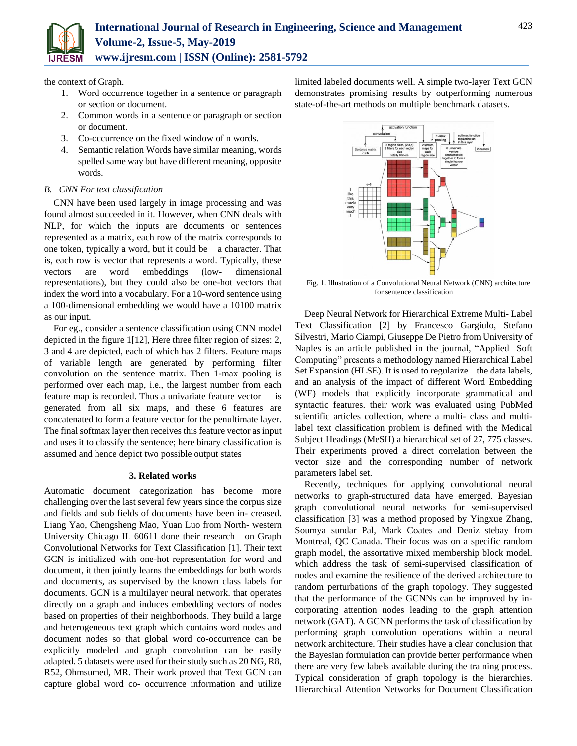the context of Graph.

1. Word occurrence together in a sentence or paragraph or section or document.
2. Common words in a sentence or paragraph or section or document.
3. Co-occurrence on the fixed window of n words.
4. Semantic relation Words have similar meaning, words spelled same way but have different meaning, opposite words.

### *B. CNN For text classification*

CNN have been used largely in image processing and was found almost succeeded in it. However, when CNN deals with NLP, for which the inputs are documents or sentences represented as a matrix, each row of the matrix corresponds to one token, typically a word, but it could be a character. That is, each row is vector that represents a word. Typically, these vectors are word embeddings (low- dimensional representations), but they could also be one-hot vectors that index the word into a vocabulary. For a 10-word sentence using a 100-dimensional embedding we would have a 10100 matrix as our input.

For eg., consider a sentence classification using CNN model depicted in the figure 1[12], Here three filter region of sizes: 2, 3 and 4 are depicted, each of which has 2 filters. Feature maps of variable length are generated by performing filter convolution on the sentence matrix. Then 1-max pooling is performed over each map, i.e., the largest number from each feature map is recorded. Thus a univariate feature vector is generated from all six maps, and these 6 features are concatenated to form a feature vector for the penultimate layer. The final softmax layer then receives this feature vector as input and uses it to classify the sentence; here binary classification is assumed and hence depict two possible output states

## 3. Related works

Automatic document categorization has become more challenging over the last several few years since the corpus size and fields and sub fields of documents have been in- creased. Liang Yao, Chengsheng Mao, Yuan Luo from North- western University Chicago IL 60611 done their research on Graph Convolutional Networks for Text Classification [1]. Their text GCN is initialized with one-hot representation for word and document, it then jointly learns the embeddings for both words and documents, as supervised by the known class labels for documents. GCN is a multilayer neural network. that operates directly on a graph and induces embedding vectors of nodes based on properties of their neighborhoods. They build a large and heterogeneous text graph which contains word nodes and document nodes so that global word co-occurrence can be explicitly modeled and graph convolution can be easily adapted. 5 datasets were used for their study such as 20 NG, R8, R52, Ohmsumed, MR. Their work proved that Text GCN can capture global word co- occurrence information and utilize limited labeled documents well. A simple two-layer Text GCN demonstrates promising results by outperforming numerous state-of-the-art methods on multiple benchmark datasets.

Fig. 1. Illustration of a Convolutional Neural Network (CNN) architecture for sentence classification

Deep Neural Network for Hierarchical Extreme Multi- Label Text Classification [2] by Francesco Gargiulo, Stefano Silvestri, Mario Ciampi, Giuseppe De Pietro from University of Naples is an article published in the journal, "Applied Soft Computing" presents a methodology named Hierarchical Label Set Expansion (HLSE). It is used to regularize the data labels, and an analysis of the impact of different Word Embedding (WE) models that explicitly incorporate grammatical and syntactic features. their work was evaluated using PubMed scientific articles collection, where a multi- class and multi-label text classification problem is defined with the Medical Subject Headings (MeSH) a hierarchical set of 27, 775 classes. Their experiments proved a direct correlation between the vector size and the corresponding number of network parameters label set.

Recently, techniques for applying convolutional neural networks to graph-structured data have emerged. Bayesian graph convolutional neural networks for semi-supervised classification [3] was a method proposed by Yingxue Zhang, Soumya sundar Pal, Mark Coates and Deniz stebay from Montreal, QC Canada. Their focus was on a specific random graph model, the assortative mixed membership block model. which address the task of semi-supervised classification of nodes and examine the resilience of the derived architecture to random perturbations of the graph topology. They suggested that the performance of the GCNNs can be improved by in- corporating attention nodes leading to the graph attention network (GAT). A GCNN performs the task of classification by performing graph convolution operations within a neural network architecture. Their studies have a clear conclusion that the Bayesian formulation can provide better performance when there are very few labels available during the training process. Typical consideration of graph topology is the hierarchies. Hierarchical Attention Networks for Document Classification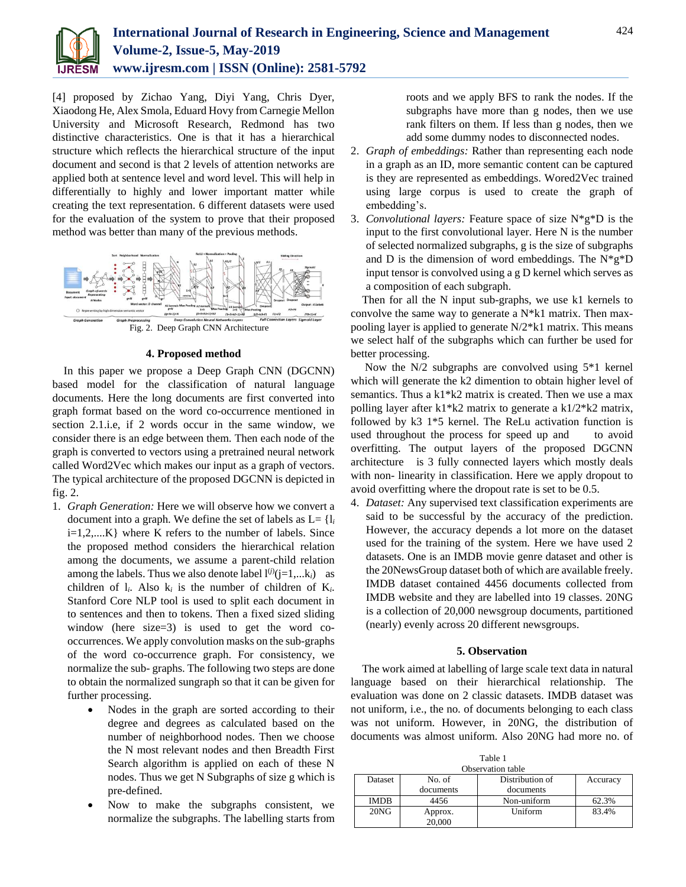[4] proposed by Zichao Yang, Diyi Yang, Chris Dyer, Xiaodong He, Alex Smola, Eduard Hovy from Carnegie Mellon University and Microsoft Research, Redmond has two distinctive characteristics. One is that it has a hierarchical structure which reflects the hierarchical structure of the input document and second is that 2 levels of attention networks are applied both at sentence level and word level. This will help in differentially to highly and lower important matter while creating the text representation. 6 different datasets were used for the evaluation of the system to prove that their proposed method was better than many of the previous methods.

Fig. 2. Deep Graph CNN Architecture

## 4. Proposed method

In this paper we propose a Deep Graph CNN (DGCNN) based model for the classification of natural language documents. Here the long documents are first converted into graph format based on the word co-occurrence mentioned in section 2.1.i.e, if 2 words occur in the same window, we consider there is an edge between them. Then each node of the graph is converted to vectors using a pretrained neural network called Word2Vec which makes our input as a graph of vectors. The typical architecture of the proposed DGCNN is depicted in fig. 2.

1. *Graph Generation:* Here we will observe how we convert a document into a graph. We define the set of labels as L= {$l_i$ i=1,2,....K} where K refers to the number of labels. Since the proposed method considers the hierarchical relation among the documents, we assume a parent-child relation among the labels. Thus we also denote label $l^{(j)}$(j=1,...$k_i$) as children of $l_i$. Also $k_i$ is the number of children of $K_i$. Stanford Core NLP tool is used to split each document in to sentences and then to tokens. Then a fixed sized sliding window (here size=3) is used to get the word co-occurrences. We apply convolution masks on the sub-graphs of the word co-occurrence graph. For consistency, we normalize the sub- graphs. The following two steps are done to obtain the normalized sungraph so that it can be given for further processing.
    - Nodes in the graph are sorted according to their degree and degrees as calculated based on the number of neighborhood nodes. Then we choose the N most relevant nodes and then Breadth First Search algorithm is applied on each of these N nodes. Thus we get N Subgraphs of size g which is pre-defined.
    - Now to make the subgraphs consistent, we normalize the subgraphs. The labelling starts from roots and we apply BFS to rank the nodes. If the subgraphs have more than g nodes, then we use rank filters on them. If less than g nodes, then we add some dummy nodes to disconnected nodes.
2. *Graph of embeddings:* Rather than representing each node in a graph as an ID, more semantic content can be captured is they are represented as embeddings. Wored2Vec trained using large corpus is used to create the graph of embedding's.
3. *Convolutional layers:* Feature space of size N*g*D is the input to the first convolutional layer. Here N is the number of selected normalized subgraphs, g is the size of subgraphs and D is the dimension of word embeddings. The N*g*D input tensor is convolved using a g D kernel which serves as a composition of each subgraph.

Then for all the N input sub-graphs, we use k1 kernels to convolve the same way to generate a N*k1 matrix. Then max-pooling layer is applied to generate N/2*k1 matrix. This means we select half of the subgraphs which can further be used for better processing.

Now the N/2 subgraphs are convolved using 5*1 kernel which will generate the k2 dimention to obtain higher level of semantics. Thus a k1*k2 matrix is created. Then we use a max polling layer after k1*k2 matrix to generate a k1/2*k2 matrix, followed by k3 1*5 kernel. The ReLu activation function is used throughout the process for speed up and to avoid overfitting. The output layers of the proposed DGCNN architecture is 3 fully connected layers which mostly deals with non- linearity in classification. Here we apply dropout to avoid overfitting where the dropout rate is set to be 0.5.

4. *Dataset:* Any supervised text classification experiments are said to be successful by the accuracy of the prediction. However, the accuracy depends a lot more on the dataset used for the training of the system. Here we have used 2 datasets. One is an IMDB movie genre dataset and other is the 20NewsGroup dataset both of which are available freely. IMDB dataset contained 4456 documents collected from IMDB website and they are labelled into 19 classes. 20NG is a collection of 20,000 newsgroup documents, partitioned (nearly) evenly across 20 different newsgroups.

## 5. Observation

The work aimed at labelling of large scale text data in natural language based on their hierarchical relationship. The evaluation was done on 2 classic datasets. IMDB dataset was not uniform, i.e., the no. of documents belonging to each class was not uniform. However, in 20NG, the distribution of documents was almost uniform. Also 20NG had more no. of

Table 1
Observation table

| Dataset | No. of documents | Distribution of documents | Accuracy |
|---|---|---|---|
| IMDB | 4456 | Non-uniform | 62.3% |
| 20NG | Approx. 20,000 | Uniform | 83.4% |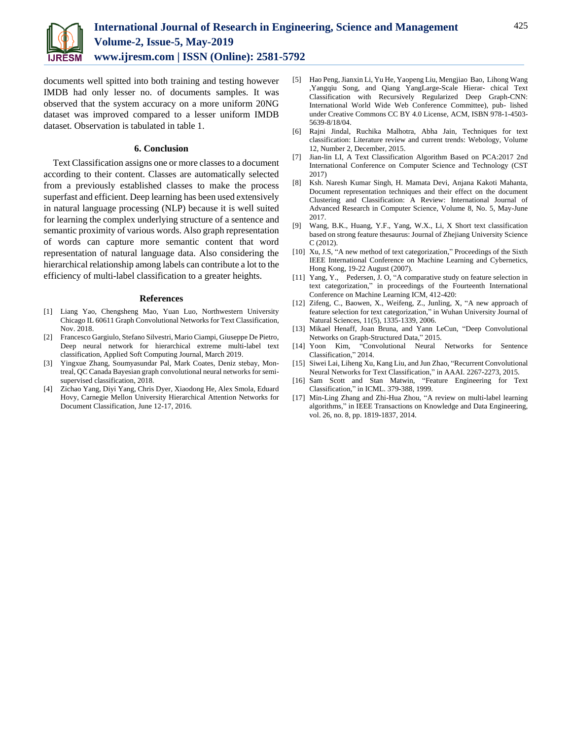documents well spitted into both training and testing however IMDB had only lesser no. of documents samples. It was observed that the system accuracy on a more uniform 20NG dataset was improved compared to a lesser uniform IMDB dataset. Observation is tabulated in table 1.

## 6. Conclusion

Text Classification assigns one or more classes to a document according to their content. Classes are automatically selected from a previously established classes to make the process superfast and efficient. Deep learning has been used extensively in natural language processing (NLP) because it is well suited for learning the complex underlying structure of a sentence and semantic proximity of various words. Also graph representation of words can capture more semantic content that word representation of natural language data. Also considering the hierarchical relationship among labels can contribute a lot to the efficiency of multi-label classification to a greater heights.

## References

[1] Liang Yao, Chengsheng Mao, Yuan Luo, Northwestern University Chicago IL 60611 Graph Convolutional Networks for Text Classification, Nov. 2018.

[2] Francesco Gargiulo, Stefano Silvestri, Mario Ciampi, Giuseppe De Pietro, Deep neural network for hierarchical extreme multi-label text classification, Applied Soft Computing Journal, March 2019.

[3] Yingxue Zhang, Soumyasundar Pal, Mark Coates, Deniz stebay, Montreal, QC Canada Bayesian graph convolutional neural networks for semi-supervised classification, 2018.

[4] Zichao Yang, Diyi Yang, Chris Dyer, Xiaodong He, Alex Smola, Eduard Hovy, Carnegie Mellon University Hierarchical Attention Networks for Document Classification, June 12-17, 2016.

[5] Hao Peng, Jianxin Li, Yu He, Yaopeng Liu, Mengjiao Bao, Lihong Wang ,Yangqiu Song, and Qiang YangLarge-Scale Hierar- chical Text Classification with Recursively Regularized Deep Graph-CNN: International World Wide Web Conference Committee), pub- lished under Creative Commons CC BY 4.0 License, ACM, ISBN 978-1-4503-5639-8/18/04.

[6] Rajni Jindal, Ruchika Malhotra, Abha Jain, Techniques for text classification: Literature review and current trends: Webology, Volume 12, Number 2, December, 2015.

[7] Jian-lin LI, A Text Classification Algorithm Based on PCA:2017 2nd International Conference on Computer Science and Technology (CST 2017)

[8] Ksh. Naresh Kumar Singh, H. Mamata Devi, Anjana Kakoti Mahanta, Document representation techniques and their effect on the document Clustering and Classification: A Review: International Journal of Advanced Research in Computer Science, Volume 8, No. 5, May-June 2017.

[9] Wang, B.K., Huang, Y.F., Yang, W.X., Li, X Short text classification based on strong feature thesaurus: Journal of Zhejiang University Science C (2012).

[10] Xu, J.S, "A new method of text categorization," Proceedings of the Sixth IEEE International Conference on Machine Learning and Cybernetics, Hong Kong, 19-22 August (2007).

[11] Yang, Y., Pedersen, J. O, "A comparative study on feature selection in text categorization," in proceedings of the Fourteenth International Conference on Machine Learning ICM, 412-420:

[12] Zifeng, C., Baowen, X., Weifeng, Z., Junling, X, "A new approach of feature selection for text categorization," in Wuhan University Journal of Natural Sciences, 11(5), 1335-1339, 2006.

[13] Mikael Henaff, Joan Bruna, and Yann LeCun, "Deep Convolutional Networks on Graph-Structured Data," 2015.

[14] Yoon Kim, "Convolutional Neural Networks for Sentence Classification," 2014.

[15] Siwei Lai, Liheng Xu, Kang Liu, and Jun Zhao, "Recurrent Convolutional Neural Networks for Text Classification," in AAAI. 2267-2273, 2015.

[16] Sam Scott and Stan Matwin, "Feature Engineering for Text Classification," in ICML. 379-388, 1999.

[17] Min-Ling Zhang and Zhi-Hua Zhou, "A review on multi-label learning algorithms," in IEEE Transactions on Knowledge and Data Engineering, vol. 26, no. 8, pp. 1819-1837, 2014.